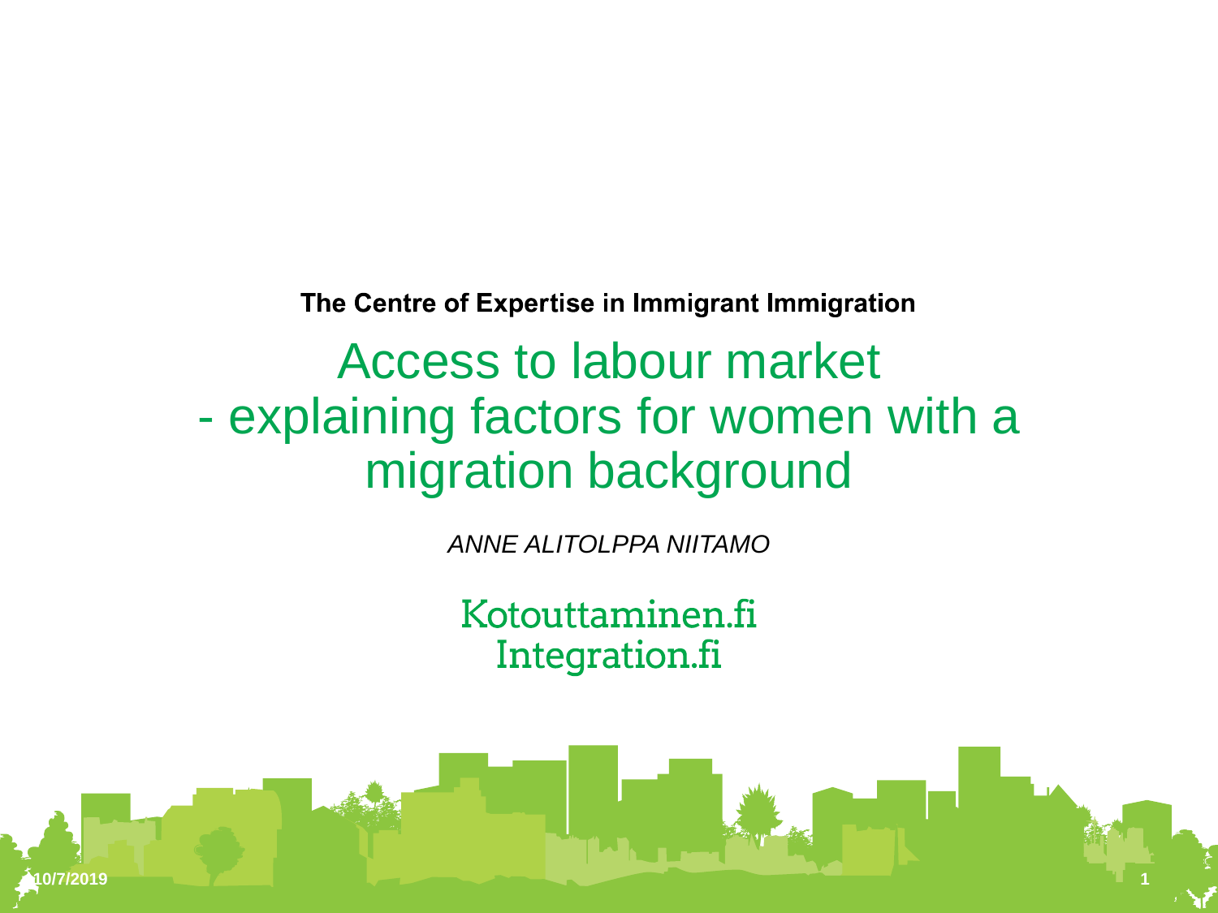**The Centre of Expertise in Immigrant Immigration**

# Access to labour market - explaining factors for women with a migration background

*ANNE ALITOLPPA NIITAMO*

Kotouttaminen.fi
Integration.fi

10/7/2019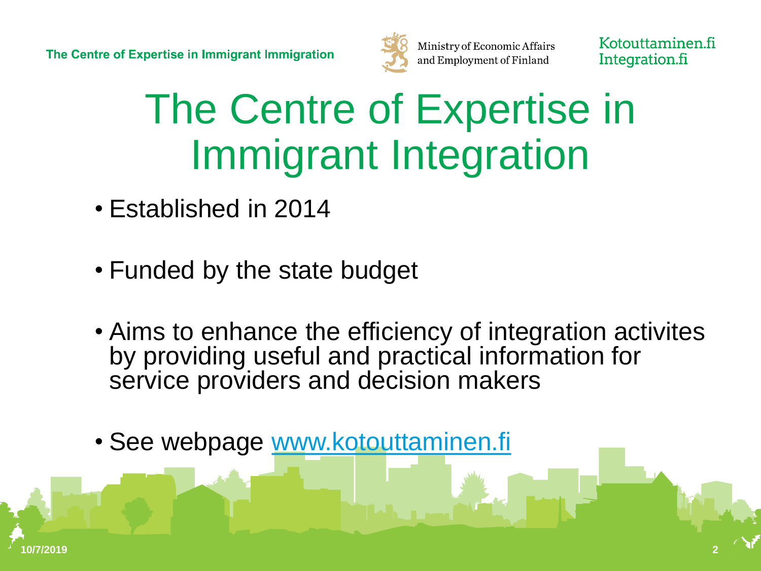# The Centre of Expertise in Immigrant Integration

- Established in 2014
- Funded by the state budget
- Aims to enhance the efficiency of integration activites by providing useful and practical information for service providers and decision makers
- See webpage [www.kotouttaminen.fi](http://www.kotouttaminen.fi)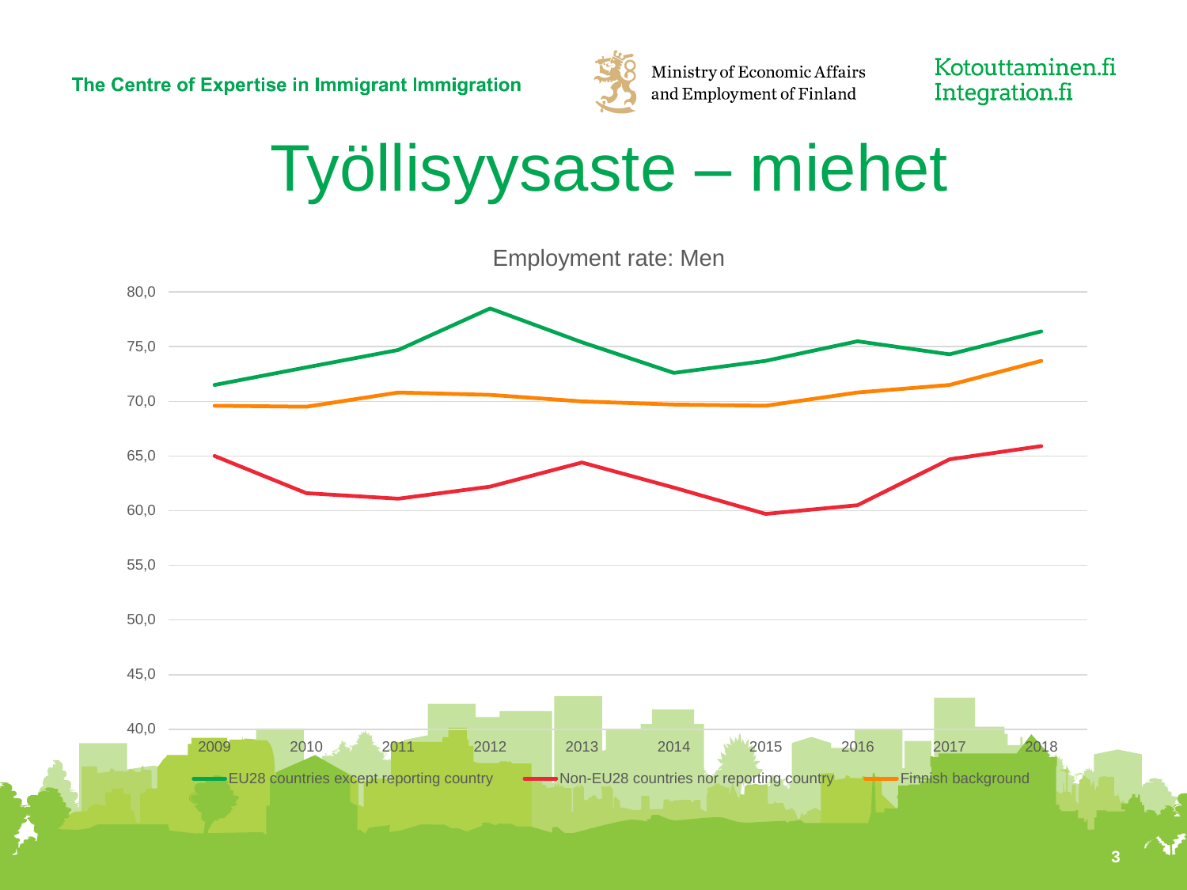# Työllisyysaste – miehet

Employment rate: Men

| Year | EU28 countries except reporting country | Non-EU28 countries nor reporting country | Finnish background |
|---|---|---|---|
| 2009 | | | |
| 2010 | | | |
| 2011 | | | |
| 2012 | | | |
| 2013 | | | |
| 2014 | | | |
| 2015 | | | |
| 2016 | | | |
| 2017 | | | |
| 2018 | | | |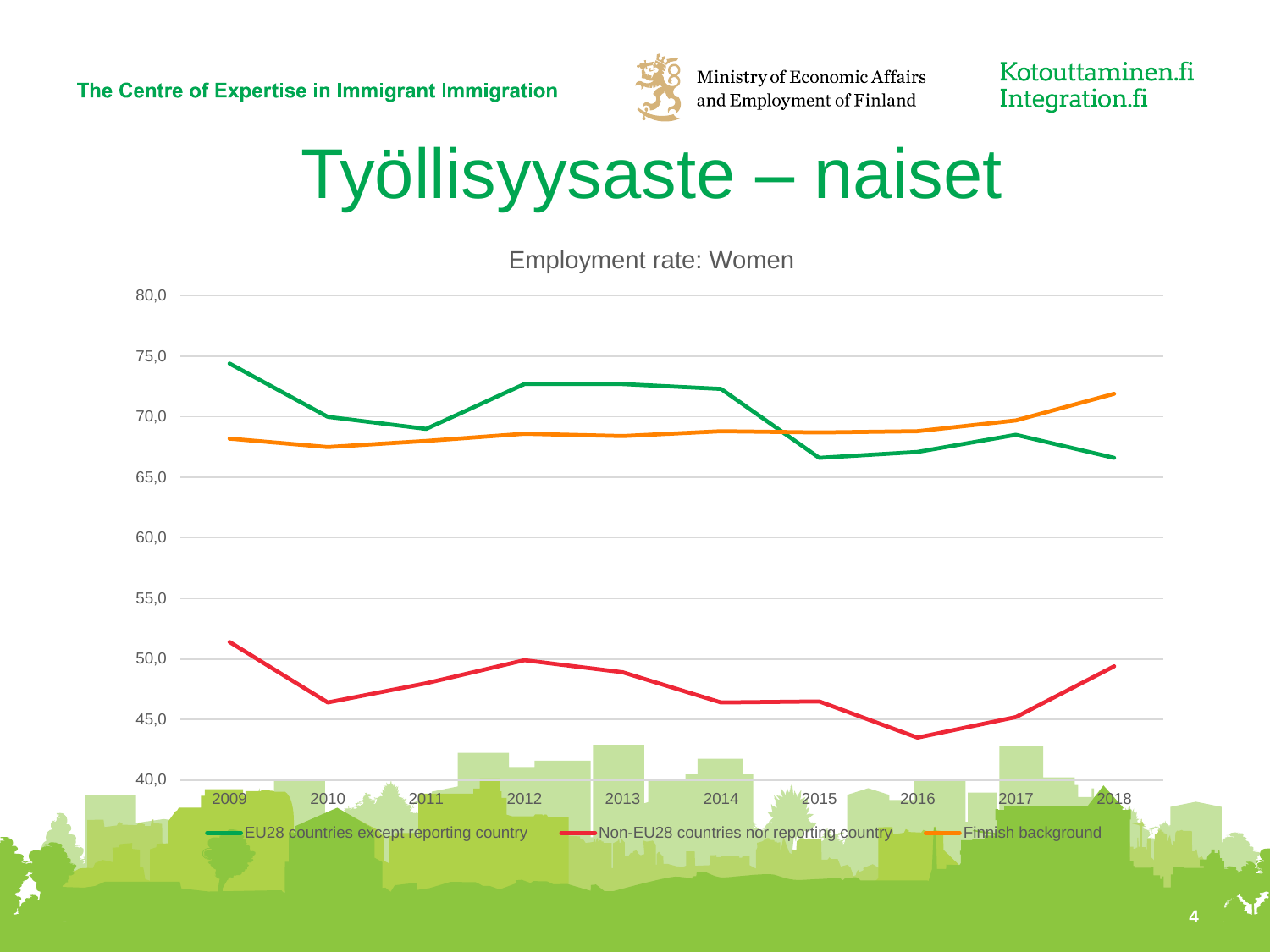# Työllisyysaste – naiset

Employment rate: Women

| Year | EU28 countries except reporting country | Non-EU28 countries nor reporting country | Finnish background |
|---|---|---|---|
| 2009 | 74.4 | 51.4 | 68.2 |
| 2010 | 70.0 | 46.4 | 67.5 |
| 2011 | 69.0 | 48.0 | 68.0 |
| 2012 | 72.7 | 49.9 | 68.6 |
| 2013 | 72.7 | 48.9 | 68.4 |
| 2014 | 72.3 | 46.4 | 68.8 |
| 2015 | 66.6 | 46.5 | 68.7 |
| 2016 | 67.1 | 43.5 | 68.8 |
| 2017 | 68.5 | 45.2 | 69.7 |
| 2018 | 66.6 | 49.4 | 71.9 |

*Values are approximate, read from the chart.*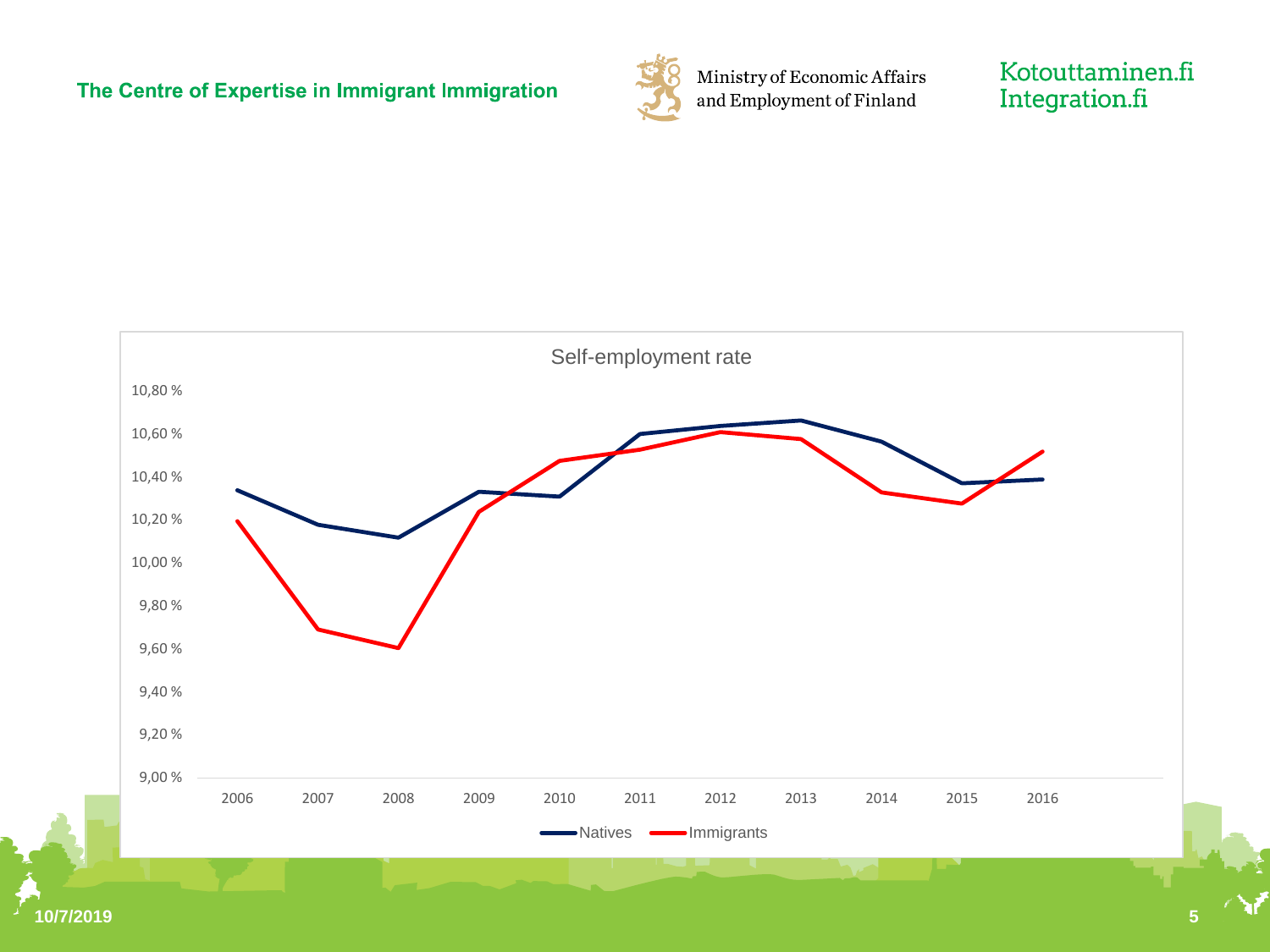The Centre of Expertise in Immigrant Immigration

Ministry of Economic Affairs and Employment of Finland

Kotouttaminen.fi
Integration.fi

## Self-employment rate

| Year | Natives | Immigrants |
| --- | --- | --- |
| 2006 | 10,34 % | 10,19 % |
| 2007 | 10,18 % | 9,69 % |
| 2008 | 10,12 % | 9,60 % |
| 2009 | 10,33 % | 10,24 % |
| 2010 | 10,31 % | 10,48 % |
| 2011 | 10,60 % | 10,53 % |
| 2012 | 10,64 % | 10,61 % |
| 2013 | 10,66 % | 10,58 % |
| 2014 | 10,57 % | 10,33 % |
| 2015 | 10,37 % | 10,28 % |
| 2016 | 10,39 % | 10,52 % |

10/7/2019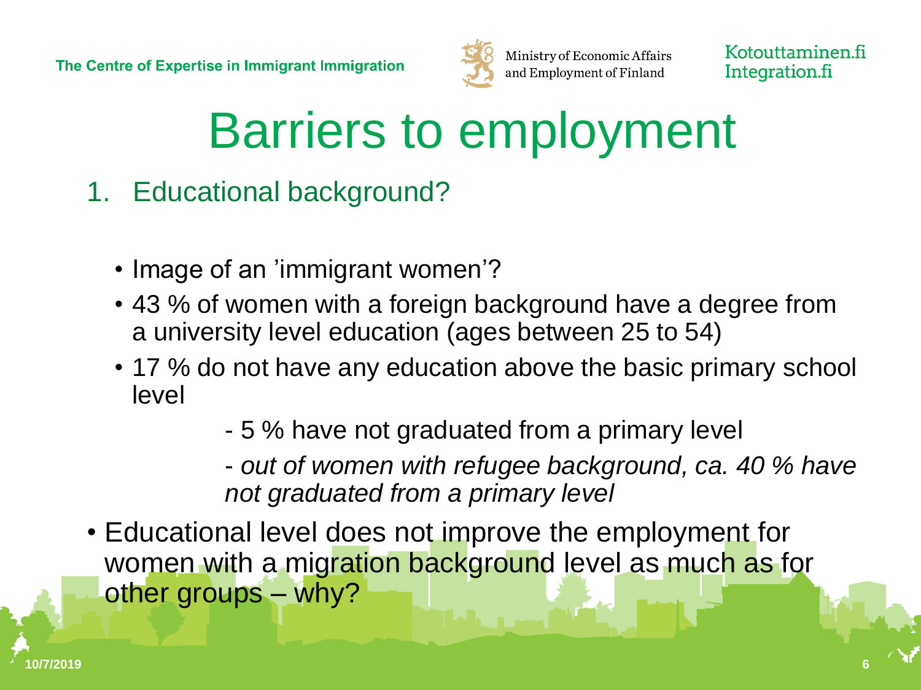# Barriers to employment

1. Educational background?

   - Image of an 'immigrant women'?
   - 43 % of women with a foreign background have a degree from a university level education (ages between 25 to 54)
   - 17 % do not have any education above the basic primary school level

     - 5 % have not graduated from a primary level

     - *out of women with refugee background, ca. 40 % have not graduated from a primary level*

- Educational level does not improve the employment for women with a migration background level as much as for other groups – why?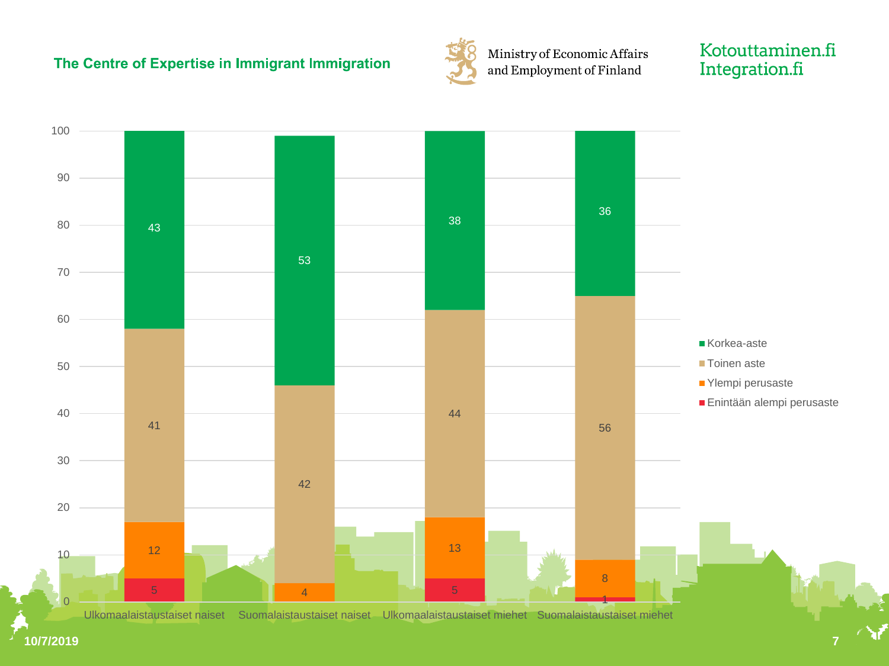The Centre of Expertise in Immigrant Immigration

Ministry of Economic Affairs and Employment of Finland

Kotouttaminen.fi
Integration.fi

| | Ulkomaalaistaustaiset naiset | Suomalaistaustaiset naiset | Ulkomaalaistaustaiset miehet | Suomalaistaustaiset miehet |
|---|---|---|---|---|
| Korkea-aste | 43 | 53 | 38 | 36 |
| Toinen aste | 41 | 42 | 44 | 56 |
| Ylempi perusaste | 12 | 4 | 13 | 8 |
| Enintään alempi perusaste | 5 | | 5 | 1 |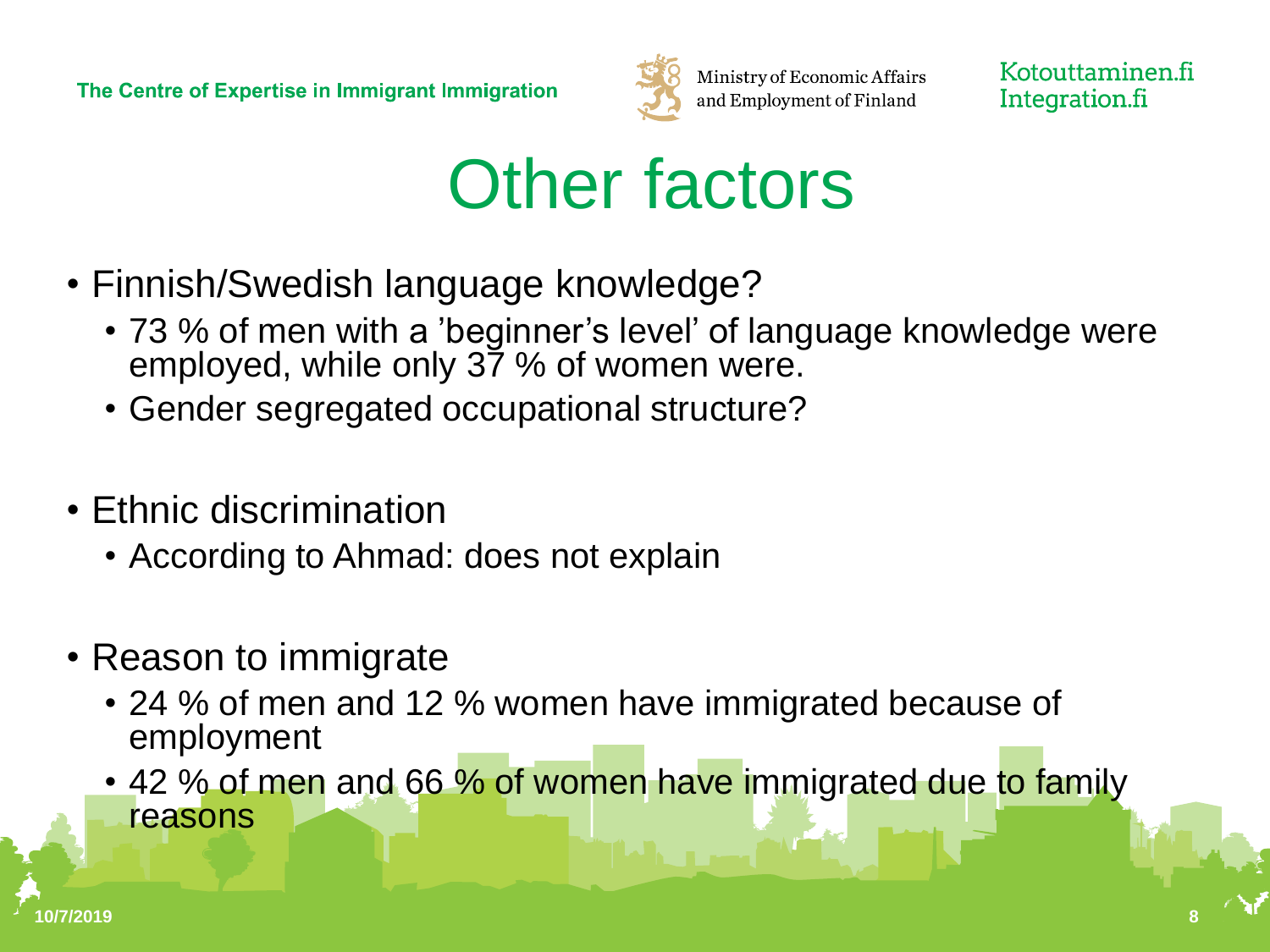# Other factors

- Finnish/Swedish language knowledge?
  - 73 % of men with a 'beginner's level' of language knowledge were employed, while only 37 % of women were.
  - Gender segregated occupational structure?
- Ethnic discrimination
  - According to Ahmad: does not explain
- Reason to immigrate
  - 24 % of men and 12 % women have immigrated because of employment
  - 42 % of men and 66 % of women have immigrated due to family reasons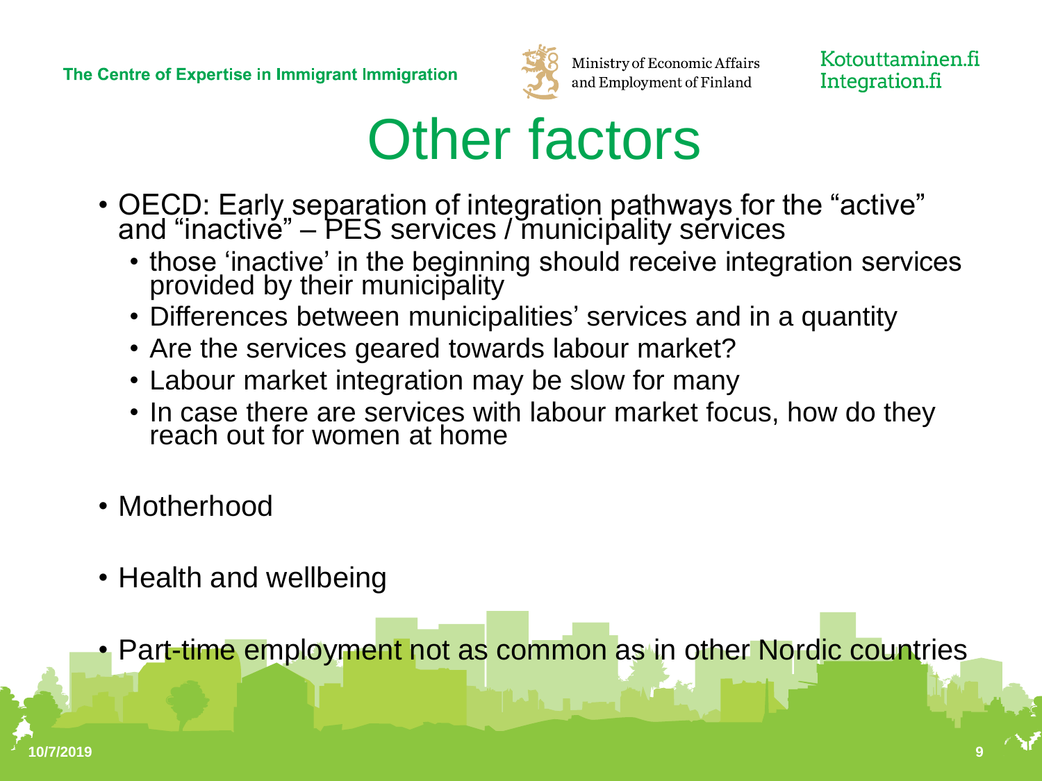# Other factors

- OECD: Early separation of integration pathways for the "active" and "inactive" – PES services / municipality services
  - those 'inactive' in the beginning should receive integration services provided by their municipality
  - Differences between municipalities' services and in a quantity
  - Are the services geared towards labour market?
  - Labour market integration may be slow for many
  - In case there are services with labour market focus, how do they reach out for women at home
- Motherhood
- Health and wellbeing
- Part-time employment not as common as in other Nordic countries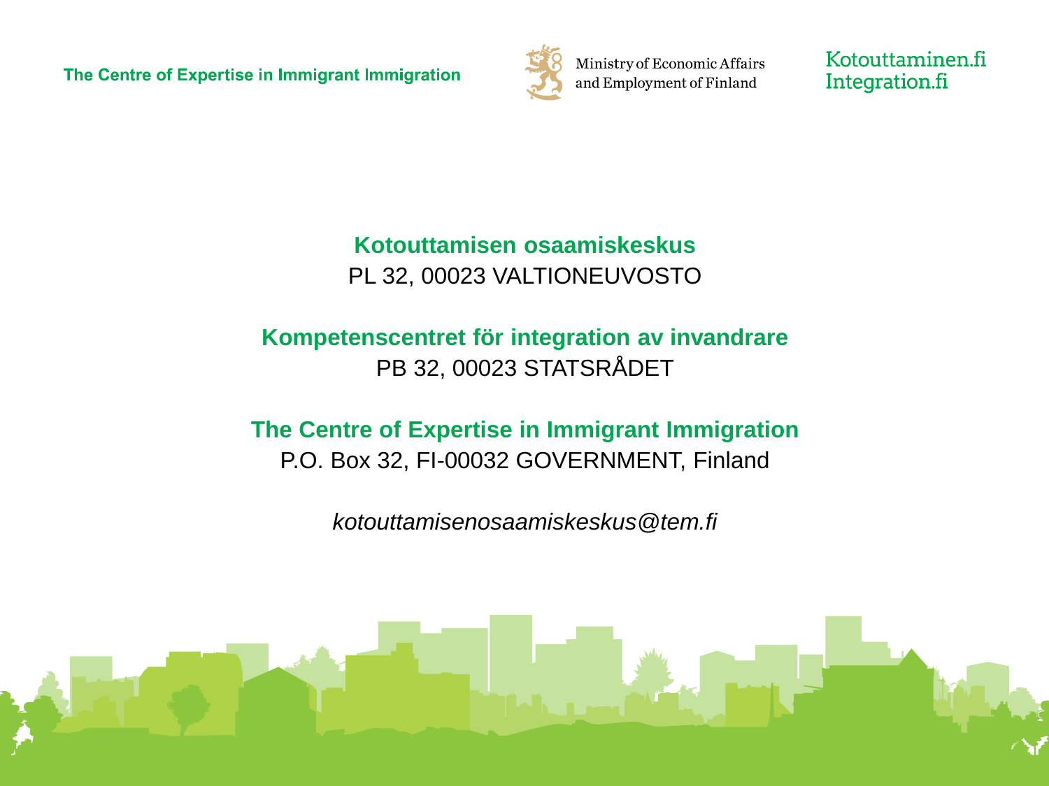The Centre of Expertise in Immigrant Immigration

Ministry of Economic Affairs and Employment of Finland

Kotouttaminen.fi
Integration.fi

**Kotouttamisen osaamiskeskus**
PL 32, 00023 VALTIONEUVOSTO

**Kompetenscentret för integration av invandrare**
PB 32, 00023 STATSRÅDET

**The Centre of Expertise in Immigrant Immigration**
P.O. Box 32, FI-00032 GOVERNMENT, Finland

*kotouttamisenosaamiskeskus@tem.fi*